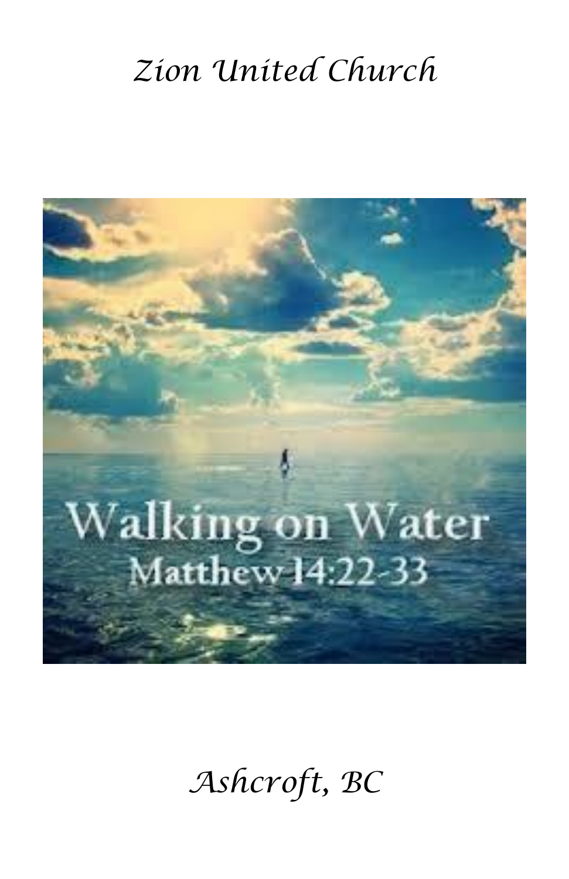# Zion United Church

Walking on Water
Matthew 14:22-33

Ashcroft, BC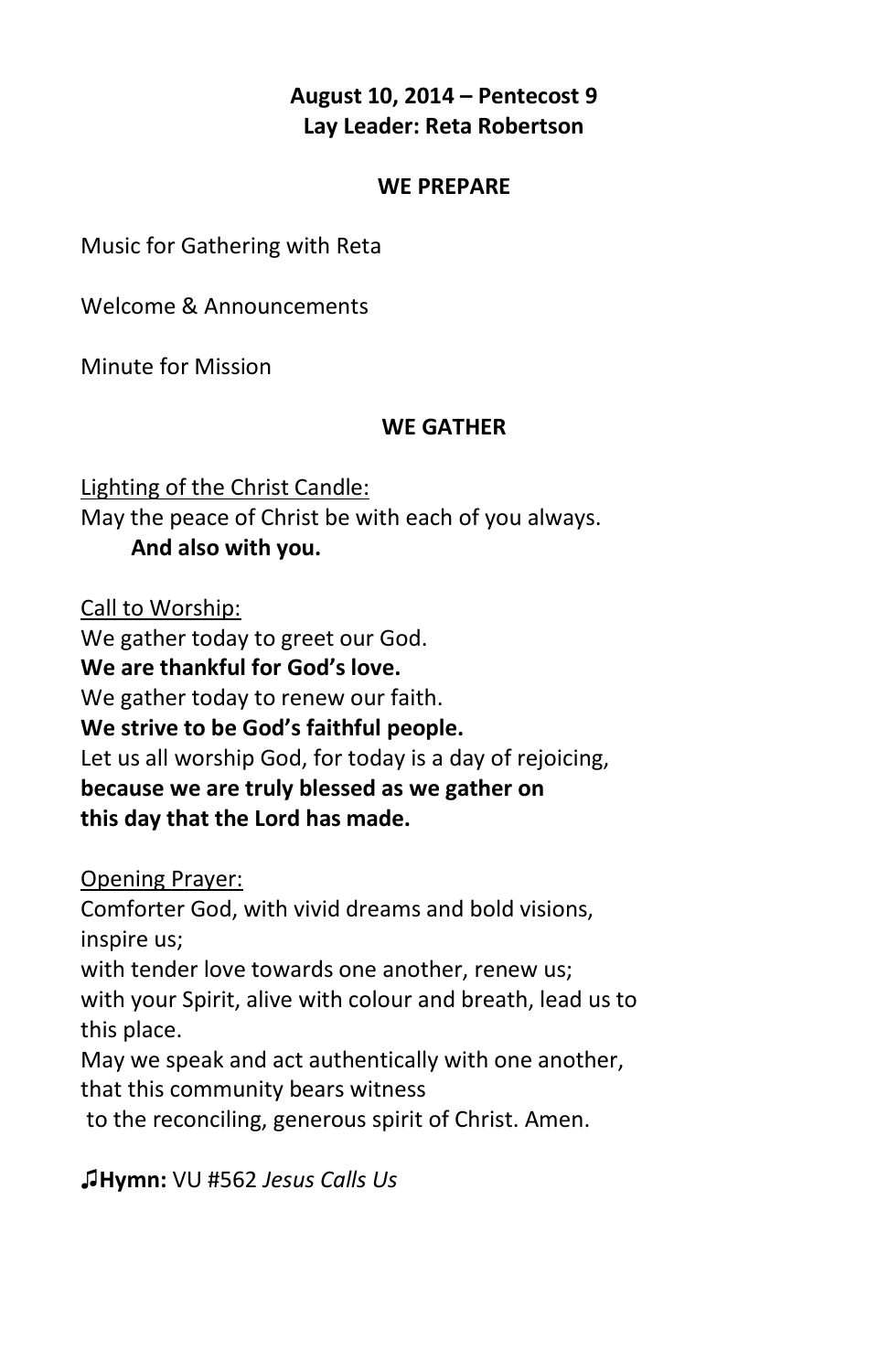**August 10, 2014 – Pentecost 9**
**Lay Leader: Reta Robertson**

**WE PREPARE**

Music for Gathering with Reta

Welcome & Announcements

Minute for Mission

**WE GATHER**

Lighting of the Christ Candle:
May the peace of Christ be with each of you always.
**And also with you.**

Call to Worship:
We gather today to greet our God.
**We are thankful for God's love.**
We gather today to renew our faith.
**We strive to be God's faithful people.**
Let us all worship God, for today is a day of rejoicing,
**because we are truly blessed as we gather on**
**this day that the Lord has made.**

Opening Prayer:
Comforter God, with vivid dreams and bold visions,
inspire us;
with tender love towards one another, renew us;
with your Spirit, alive with colour and breath, lead us to
this place.
May we speak and act authentically with one another,
that this community bears witness
to the reconciling, generous spirit of Christ. Amen.

♫**Hymn:** VU #562 *Jesus Calls Us*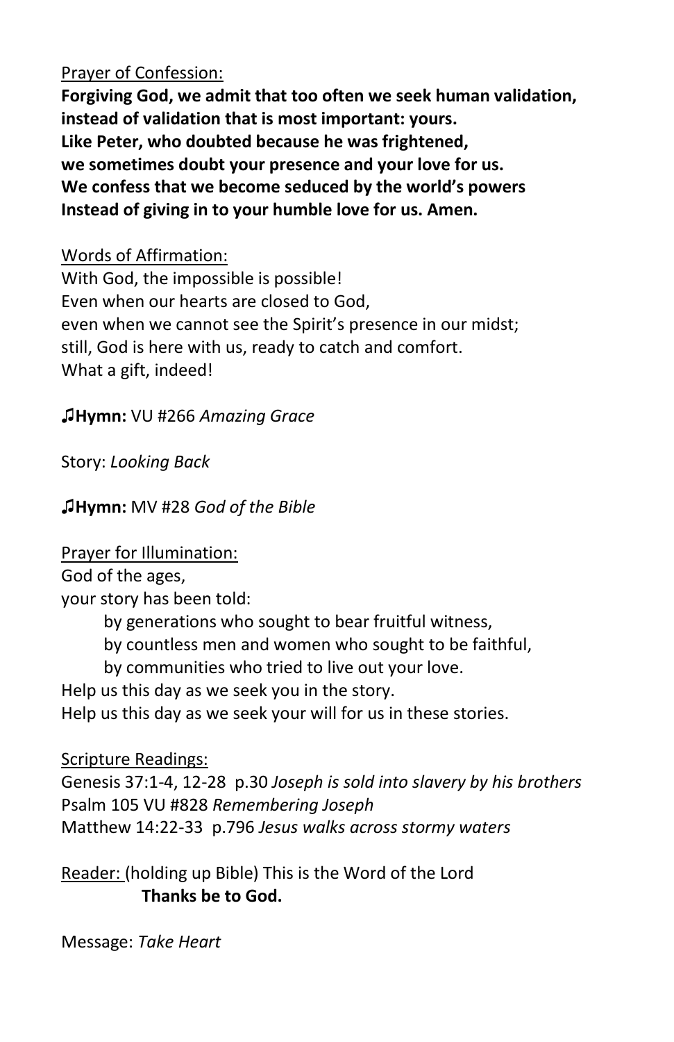Prayer of Confession:

**Forgiving God, we admit that too often we seek human validation,**
**instead of validation that is most important: yours.**
**Like Peter, who doubted because he was frightened,**
**we sometimes doubt your presence and your love for us.**
**We confess that we become seduced by the world's powers**
**Instead of giving in to your humble love for us. Amen.**

Words of Affirmation:

With God, the impossible is possible!
Even when our hearts are closed to God,
even when we cannot see the Spirit's presence in our midst;
still, God is here with us, ready to catch and comfort.
What a gift, indeed!

♫**Hymn:** VU #266 *Amazing Grace*

Story: *Looking Back*

♫**Hymn:** MV #28 *God of the Bible*

Prayer for Illumination:

God of the ages,
your story has been told:
by generations who sought to bear fruitful witness,
by countless men and women who sought to be faithful,
by communities who tried to live out your love.
Help us this day as we seek you in the story.
Help us this day as we seek your will for us in these stories.

Scripture Readings:

Genesis 37:1-4, 12-28 p.30 *Joseph is sold into slavery by his brothers*
Psalm 105 VU #828 *Remembering Joseph*
Matthew 14:22-33 p.796 *Jesus walks across stormy waters*

Reader: (holding up Bible) This is the Word of the Lord
**Thanks be to God.**

Message: *Take Heart*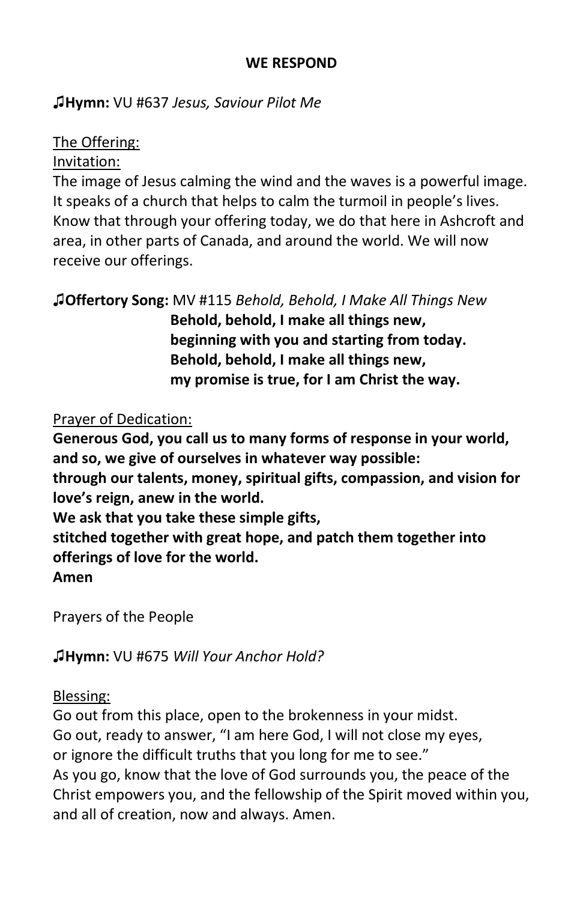**WE RESPOND**

♫**Hymn:** VU #637 *Jesus, Saviour Pilot Me*

The Offering:

Invitation:

The image of Jesus calming the wind and the waves is a powerful image. It speaks of a church that helps to calm the turmoil in people's lives. Know that through your offering today, we do that here in Ashcroft and area, in other parts of Canada, and around the world. We will now receive our offerings.

♫**Offertory Song:** MV #115 *Behold, Behold, I Make All Things New*

**Behold, behold, I make all things new,**
**beginning with you and starting from today.**
**Behold, behold, I make all things new,**
**my promise is true, for I am Christ the way.**

Prayer of Dedication:

**Generous God, you call us to many forms of response in your world, and so, we give of ourselves in whatever way possible:**
**through our talents, money, spiritual gifts, compassion, and vision for love's reign, anew in the world.**
**We ask that you take these simple gifts,**
**stitched together with great hope, and patch them together into offerings of love for the world.**
**Amen**

Prayers of the People

♫**Hymn:** VU #675 *Will Your Anchor Hold?*

Blessing:

Go out from this place, open to the brokenness in your midst.
Go out, ready to answer, "I am here God, I will not close my eyes, or ignore the difficult truths that you long for me to see."
As you go, know that the love of God surrounds you, the peace of the Christ empowers you, and the fellowship of the Spirit moved within you, and all of creation, now and always. Amen.